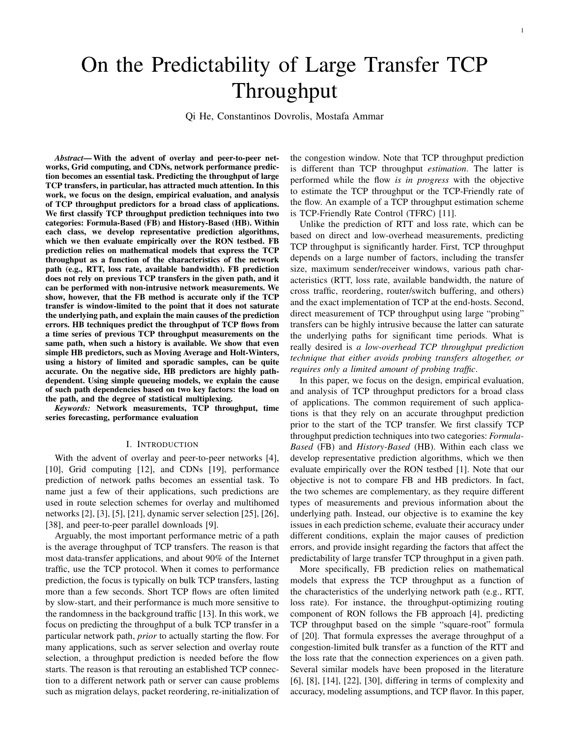# On the Predictability of Large Transfer TCP Throughput

Qi He, Constantinos Dovrolis, Mostafa Ammar

***Abstract*— With the advent of overlay and peer-to-peer networks, Grid computing, and CDNs, network performance prediction becomes an essential task. Predicting the throughput of large TCP transfers, in particular, has attracted much attention. In this work, we focus on the design, empirical evaluation, and analysis of TCP throughput predictors for a broad class of applications. We first classify TCP throughput prediction techniques into two categories: Formula-Based (FB) and History-Based (HB). Within each class, we develop representative prediction algorithms, which we then evaluate empirically over the RON testbed. FB prediction relies on mathematical models that express the TCP throughput as a function of the characteristics of the network path (e.g., RTT, loss rate, available bandwidth). FB prediction does not rely on previous TCP transfers in the given path, and it can be performed with non-intrusive network measurements. We show, however, that the FB method is accurate only if the TCP transfer is window-limited to the point that it does not saturate the underlying path, and explain the main causes of the prediction errors. HB techniques predict the throughput of TCP flows from a time series of previous TCP throughput measurements on the same path, when such a history is available. We show that even simple HB predictors, such as Moving Average and Holt-Winters, using a history of limited and sporadic samples, can be quite accurate. On the negative side, HB predictors are highly path-dependent. Using simple queueing models, we explain the cause of such path dependencies based on two key factors: the load on the path, and the degree of statistical multiplexing.**

***Keywords:*** **Network measurements, TCP throughput, time series forecasting, performance evaluation**

## I. Introduction

With the advent of overlay and peer-to-peer networks [4], [10], Grid computing [12], and CDNs [19], performance prediction of network paths becomes an essential task. To name just a few of their applications, such predictions are used in route selection schemes for overlay and multihomed networks [2], [3], [5], [21], dynamic server selection [25], [26], [38], and peer-to-peer parallel downloads [9].

Arguably, the most important performance metric of a path is the average throughput of TCP transfers. The reason is that most data-transfer applications, and about 90% of the Internet traffic, use the TCP protocol. When it comes to performance prediction, the focus is typically on bulk TCP transfers, lasting more than a few seconds. Short TCP flows are often limited by slow-start, and their performance is much more sensitive to the randomness in the background traffic [13]. In this work, we focus on predicting the throughput of a bulk TCP transfer in a particular network path, *prior* to actually starting the flow. For many applications, such as server selection and overlay route selection, a throughput prediction is needed before the flow starts. The reason is that rerouting an established TCP connection to a different network path or server can cause problems such as migration delays, packet reordering, re-initialization of the congestion window. Note that TCP throughput prediction is different than TCP throughput *estimation*. The latter is performed while the flow *is in progress* with the objective to estimate the TCP throughput or the TCP-Friendly rate of the flow. An example of a TCP throughput estimation scheme is TCP-Friendly Rate Control (TFRC) [11].

Unlike the prediction of RTT and loss rate, which can be based on direct and low-overhead measurements, predicting TCP throughput is significantly harder. First, TCP throughput depends on a large number of factors, including the transfer size, maximum sender/receiver windows, various path characteristics (RTT, loss rate, available bandwidth, the nature of cross traffic, reordering, router/switch buffering, and others) and the exact implementation of TCP at the end-hosts. Second, direct measurement of TCP throughput using large "probing" transfers can be highly intrusive because the latter can saturate the underlying paths for significant time periods. What is really desired is *a low-overhead TCP throughput prediction technique that either avoids probing transfers altogether, or requires only a limited amount of probing traffic*.

In this paper, we focus on the design, empirical evaluation, and analysis of TCP throughput predictors for a broad class of applications. The common requirement of such applications is that they rely on an accurate throughput prediction prior to the start of the TCP transfer. We first classify TCP throughput prediction techniques into two categories: *Formula-Based* (FB) and *History-Based* (HB). Within each class we develop representative prediction algorithms, which we then evaluate empirically over the RON testbed [1]. Note that our objective is not to compare FB and HB predictors. In fact, the two schemes are complementary, as they require different types of measurements and previous information about the underlying path. Instead, our objective is to examine the key issues in each prediction scheme, evaluate their accuracy under different conditions, explain the major causes of prediction errors, and provide insight regarding the factors that affect the predictability of large transfer TCP throughput in a given path.

More specifically, FB prediction relies on mathematical models that express the TCP throughput as a function of the characteristics of the underlying network path (e.g., RTT, loss rate). For instance, the throughput-optimizing routing component of RON follows the FB approach [4], predicting TCP throughput based on the simple "square-root" formula of [20]. That formula expresses the average throughput of a congestion-limited bulk transfer as a function of the RTT and the loss rate that the connection experiences on a given path. Several similar models have been proposed in the literature [6], [8], [14], [22], [30], differing in terms of complexity and accuracy, modeling assumptions, and TCP flavor. In this paper,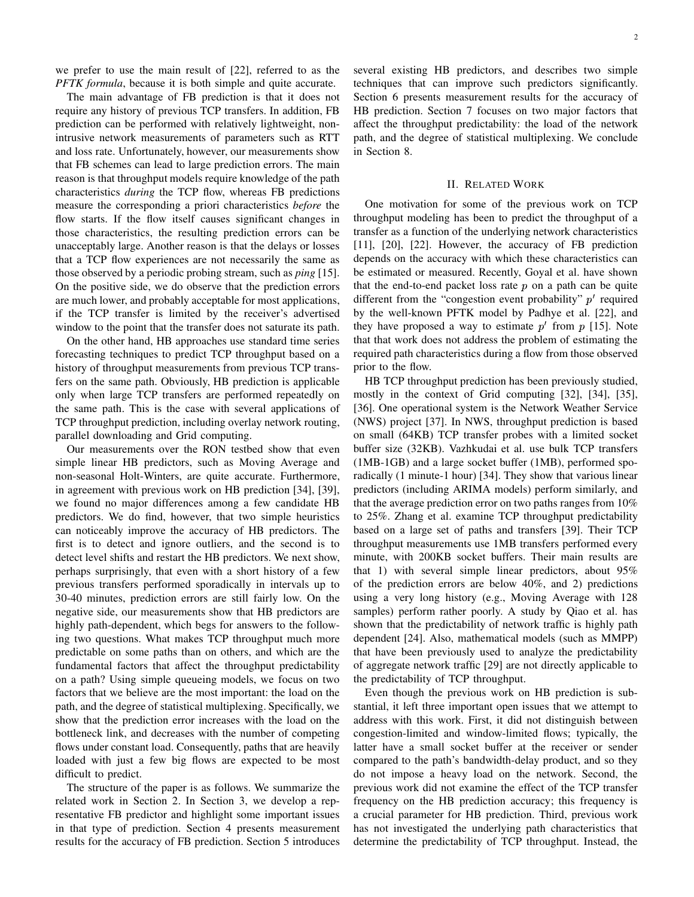we prefer to use the main result of [22], referred to as the *PFTK formula*, because it is both simple and quite accurate.

The main advantage of FB prediction is that it does not require any history of previous TCP transfers. In addition, FB prediction can be performed with relatively lightweight, non-intrusive network measurements of parameters such as RTT and loss rate. Unfortunately, however, our measurements show that FB schemes can lead to large prediction errors. The main reason is that throughput models require knowledge of the path characteristics *during* the TCP flow, whereas FB predictions measure the corresponding a priori characteristics *before* the flow starts. If the flow itself causes significant changes in those characteristics, the resulting prediction errors can be unacceptably large. Another reason is that the delays or losses that a TCP flow experiences are not necessarily the same as those observed by a periodic probing stream, such as *ping* [15]. On the positive side, we do observe that the prediction errors are much lower, and probably acceptable for most applications, if the TCP transfer is limited by the receiver's advertised window to the point that the transfer does not saturate its path.

On the other hand, HB approaches use standard time series forecasting techniques to predict TCP throughput based on a history of throughput measurements from previous TCP transfers on the same path. Obviously, HB prediction is applicable only when large TCP transfers are performed repeatedly on the same path. This is the case with several applications of TCP throughput prediction, including overlay network routing, parallel downloading and Grid computing.

Our measurements over the RON testbed show that even simple linear HB predictors, such as Moving Average and non-seasonal Holt-Winters, are quite accurate. Furthermore, in agreement with previous work on HB prediction [34], [39], we found no major differences among a few candidate HB predictors. We do find, however, that two simple heuristics can noticeably improve the accuracy of HB predictors. The first is to detect and ignore outliers, and the second is to detect level shifts and restart the HB predictors. We next show, perhaps surprisingly, that even with a short history of a few previous transfers performed sporadically in intervals up to 30-40 minutes, prediction errors are still fairly low. On the negative side, our measurements show that HB predictors are highly path-dependent, which begs for answers to the following two questions. What makes TCP throughput much more predictable on some paths than on others, and which are the fundamental factors that affect the throughput predictability on a path? Using simple queueing models, we focus on two factors that we believe are the most important: the load on the path, and the degree of statistical multiplexing. Specifically, we show that the prediction error increases with the load on the bottleneck link, and decreases with the number of competing flows under constant load. Consequently, paths that are heavily loaded with just a few big flows are expected to be most difficult to predict.

The structure of the paper is as follows. We summarize the related work in Section 2. In Section 3, we develop a representative FB predictor and highlight some important issues in that type of prediction. Section 4 presents measurement results for the accuracy of FB prediction. Section 5 introduces several existing HB predictors, and describes two simple techniques that can improve such predictors significantly. Section 6 presents measurement results for the accuracy of HB prediction. Section 7 focuses on two major factors that affect the throughput predictability: the load of the network path, and the degree of statistical multiplexing. We conclude in Section 8.

## II. Related Work

One motivation for some of the previous work on TCP throughput modeling has been to predict the throughput of a transfer as a function of the underlying network characteristics [11], [20], [22]. However, the accuracy of FB prediction depends on the accuracy with which these characteristics can be estimated or measured. Recently, Goyal et al. have shown that the end-to-end packet loss rate $p$ on a path can be quite different from the "congestion event probability" $p'$ required by the well-known PFTK model by Padhye et al. [22], and they have proposed a way to estimate $p'$ from $p$ [15]. Note that that work does not address the problem of estimating the required path characteristics during a flow from those observed prior to the flow.

HB TCP throughput prediction has been previously studied, mostly in the context of Grid computing [32], [34], [35], [36]. One operational system is the Network Weather Service (NWS) project [37]. In NWS, throughput prediction is based on small (64KB) TCP transfer probes with a limited socket buffer size (32KB). Vazhkudai et al. use bulk TCP transfers (1MB-1GB) and a large socket buffer (1MB), performed sporadically (1 minute-1 hour) [34]. They show that various linear predictors (including ARIMA models) perform similarly, and that the average prediction error on two paths ranges from 10% to 25%. Zhang et al. examine TCP throughput predictability based on a large set of paths and transfers [39]. Their TCP throughput measurements use 1MB transfers performed every minute, with 200KB socket buffers. Their main results are that 1) with several simple linear predictors, about 95% of the prediction errors are below 40%, and 2) predictions using a very long history (e.g., Moving Average with 128 samples) perform rather poorly. A study by Qiao et al. has shown that the predictability of network traffic is highly path dependent [24]. Also, mathematical models (such as MMPP) that have been previously used to analyze the predictability of aggregate network traffic [29] are not directly applicable to the predictability of TCP throughput.

Even though the previous work on HB prediction is substantial, it left three important open issues that we attempt to address with this work. First, it did not distinguish between congestion-limited and window-limited flows; typically, the latter have a small socket buffer at the receiver or sender compared to the path's bandwidth-delay product, and so they do not impose a heavy load on the network. Second, the previous work did not examine the effect of the TCP transfer frequency on the HB prediction accuracy; this frequency is a crucial parameter for HB prediction. Third, previous work has not investigated the underlying path characteristics that determine the predictability of TCP throughput. Instead, the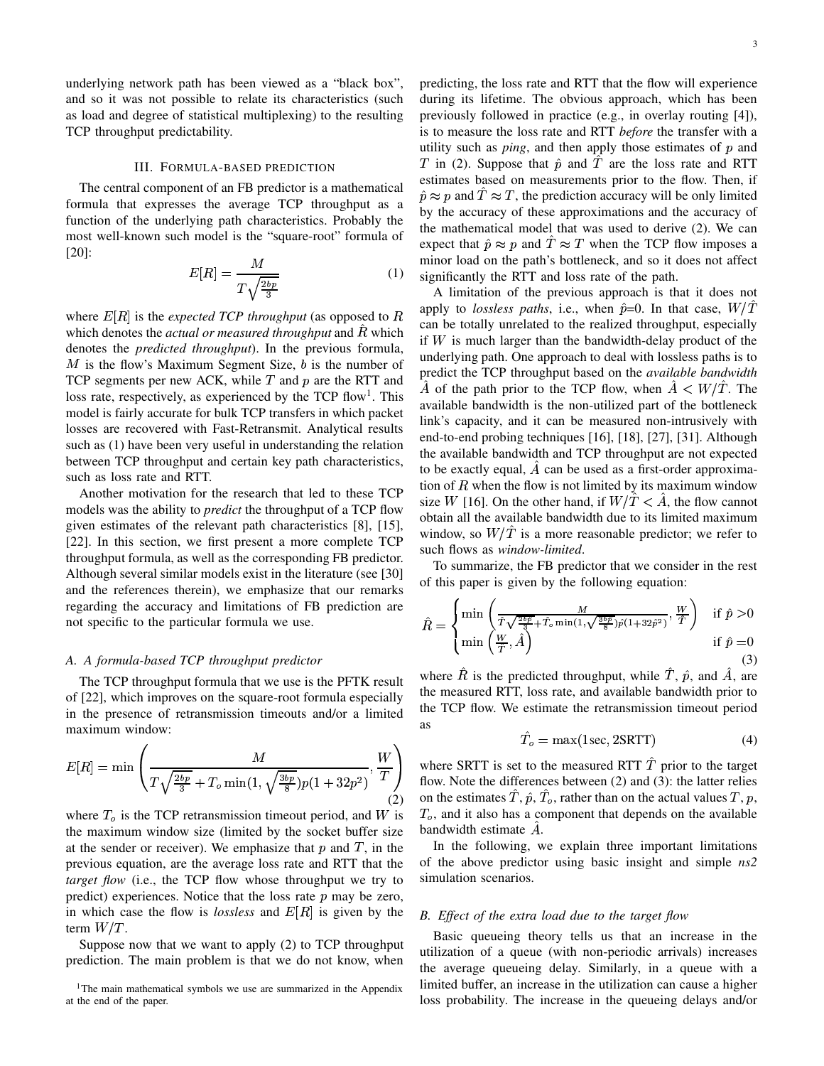underlying network path has been viewed as a "black box", and so it was not possible to relate its characteristics (such as load and degree of statistical multiplexing) to the resulting TCP throughput predictability.

## III. Formula-based prediction

The central component of an FB predictor is a mathematical formula that expresses the average TCP throughput as a function of the underlying path characteristics. Probably the most well-known such model is the "square-root" formula of [20]:

$$E[R] = \frac{M}{T\sqrt{\frac{2bp}{3}}} \tag{1}$$

where $E[R]$ is the *expected TCP throughput* (as opposed to $R$ which denotes the *actual or measured throughput* and $\hat{R}$ which denotes the *predicted throughput*). In the previous formula, $M$ is the flow's Maximum Segment Size, $b$ is the number of TCP segments per new ACK, while $T$ and $p$ are the RTT and loss rate, respectively, as experienced by the TCP flow[1]. This model is fairly accurate for bulk TCP transfers in which packet losses are recovered with Fast-Retransmit. Analytical results such as (1) have been very useful in understanding the relation between TCP throughput and certain key path characteristics, such as loss rate and RTT.

Another motivation for the research that led to these TCP models was the ability to *predict* the throughput of a TCP flow given estimates of the relevant path characteristics [8], [15], [22]. In this section, we first present a more complete TCP throughput formula, as well as the corresponding FB predictor. Although several similar models exist in the literature (see [30] and the references therein), we emphasize that our remarks regarding the accuracy and limitations of FB prediction are not specific to the particular formula we use.

### A. A formula-based TCP throughput predictor

The TCP throughput formula that we use is the PFTK result of [22], which improves on the square-root formula especially in the presence of retransmission timeouts and/or a limited maximum window:

$$E[R] = \min\left(\frac{M}{T\sqrt{\frac{2bp}{3}} + T_o \min(1, \sqrt{\frac{3bp}{8}}) p (1+32p^2)}, \frac{W}{T}\right) \tag{2}$$

where $T_o$ is the TCP retransmission timeout period, and $W$ is the maximum window size (limited by the socket buffer size at the sender or receiver). We emphasize that $p$ and $T$, in the previous equation, are the average loss rate and RTT that the *target flow* (i.e., the TCP flow whose throughput we try to predict) experiences. Notice that the loss rate $p$ may be zero, in which case the flow is *lossless* and $E[R]$ is given by the term $W/T$.

Suppose now that we want to apply (2) to TCP throughput prediction. The main problem is that we do not know, when predicting, the loss rate and RTT that the flow will experience during its lifetime. The obvious approach, which has been previously followed in practice (e.g., in overlay routing [4]), is to measure the loss rate and RTT *before* the transfer with a utility such as *ping*, and then apply those estimates of $p$ and $T$ in (2). Suppose that $\hat{p}$ and $\hat{T}$ are the loss rate and RTT estimates based on measurements prior to the flow. Then, if $\hat{p} \approx p$ and $\hat{T} \approx T$, the prediction accuracy will be only limited by the accuracy of these approximations and the accuracy of the mathematical model that was used to derive (2). We can expect that $\hat{p} \approx p$ and $\hat{T} \approx T$ when the TCP flow imposes a minor load on the path's bottleneck, and so it does not affect significantly the RTT and loss rate of the path.

A limitation of the previous approach is that it does not apply to *lossless paths*, i.e., when $\hat{p}$=0. In that case, $W/\hat{T}$ can be totally unrelated to the realized throughput, especially if $W$ is much larger than the bandwidth-delay product of the underlying path. One approach to deal with lossless paths is to predict the TCP throughput based on the *available bandwidth* $\hat{A}$ of the path prior to the TCP flow, when $\hat{A} < W/\hat{T}$. The available bandwidth is the non-utilized part of the bottleneck link's capacity, and it can be measured non-intrusively with end-to-end probing techniques [16], [18], [27], [31]. Although the available bandwidth and TCP throughput are not expected to be exactly equal, $\hat{A}$ can be used as a first-order approximation of $R$ when the flow is not limited by its maximum window size $W$ [16]. On the other hand, if $W/\hat{T} < \hat{A}$, the flow cannot obtain all the available bandwidth due to its limited maximum window, so $W/\hat{T}$ is a more reasonable predictor; we refer to such flows as *window-limited*.

To summarize, the FB predictor that we consider in the rest of this paper is given by the following equation:

$$\hat{R} = \begin{cases} \min\left(\frac{M}{\hat{T}\sqrt{\frac{2b\hat{p}}{3}} + \hat{T}_o \min(1, \sqrt{\frac{3b\hat{p}}{8}}) \hat{p} (1+32\hat{p}^2)}, \frac{W}{\hat{T}}\right) & \text{if } \hat{p} > 0 \\ \min\left(\frac{W}{\hat{T}}, \hat{A}\right) & \text{if } \hat{p} = 0 \end{cases} \tag{3}$$

where $\hat{R}$ is the predicted throughput, while $\hat{T}$, $\hat{p}$, and $\hat{A}$, are the measured RTT, loss rate, and available bandwidth prior to the TCP flow. We estimate the retransmission timeout period as

$$\hat{T}_o = \max(1\text{sec}, 2\text{SRTT}) \tag{4}$$

where SRTT is set to the measured RTT $\hat{T}$ prior to the target flow. Note the differences between (2) and (3): the latter relies on the estimates $\hat{T}, \hat{p}, \hat{T}_o$, rather than on the actual values $T$, $p$, $T_o$, and it also has a component that depends on the available bandwidth estimate $\hat{A}$.

In the following, we explain three important limitations of the above predictor using basic insight and simple *ns2* simulation scenarios.

### B. Effect of the extra load due to the target flow

Basic queueing theory tells us that an increase in the utilization of a queue (with non-periodic arrivals) increases the average queueing delay. Similarly, in a queue with a limited buffer, an increase in the utilization can cause a higher loss probability. The increase in the queueing delays and/or

[1] The main mathematical symbols we use are summarized in the Appendix at the end of the paper.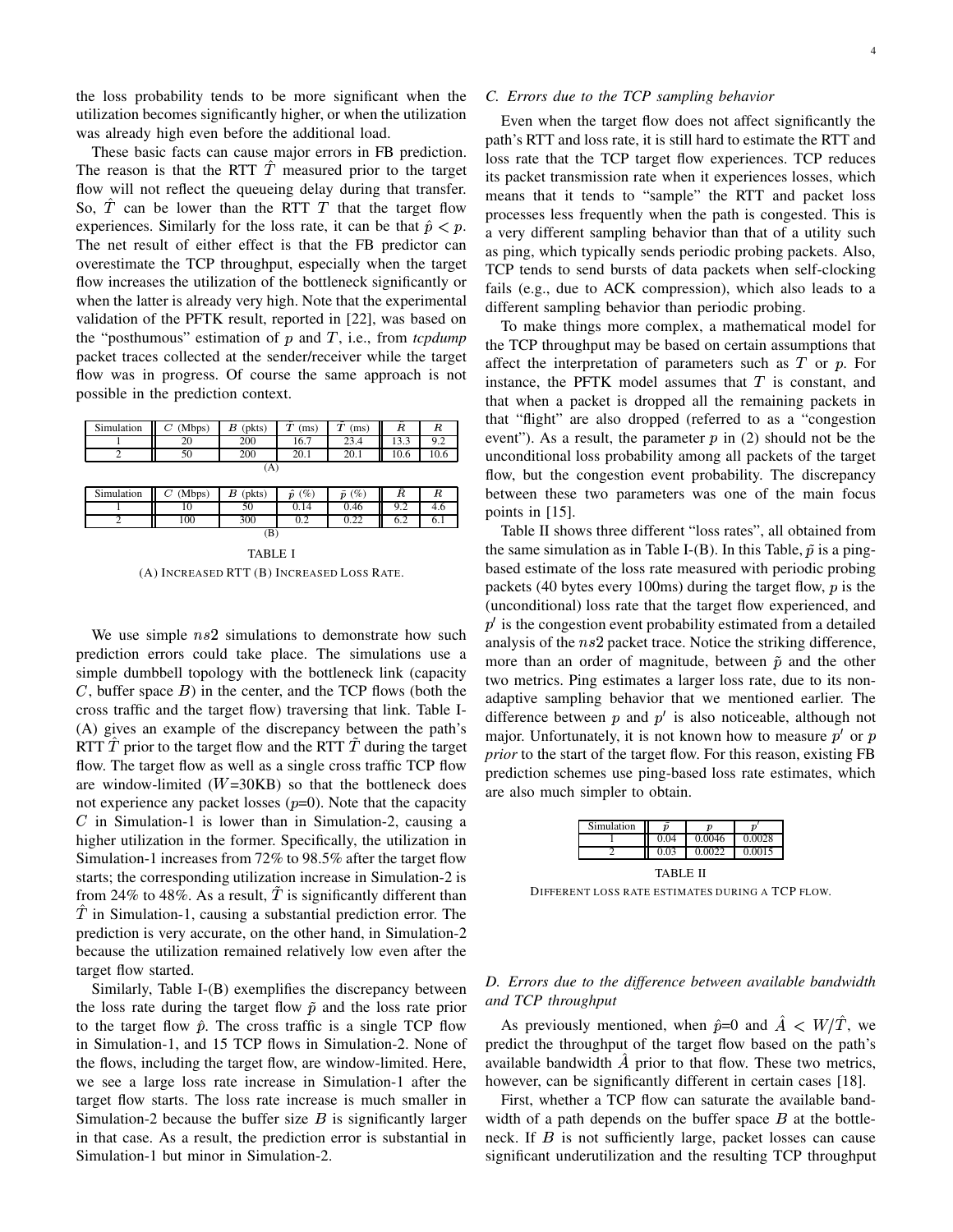the loss probability tends to be more significant when the utilization becomes significantly higher, or when the utilization was already high even before the additional load.

These basic facts can cause major errors in FB prediction. The reason is that the RTT $\hat{T}$ measured prior to the target flow will not reflect the queueing delay during that transfer. So, $\hat{T}$ can be lower than the RTT $T$ that the target flow experiences. Similarly for the loss rate, it can be that $\hat{p} < p$. The net result of either effect is that the FB predictor can overestimate the TCP throughput, especially when the target flow increases the utilization of the bottleneck significantly or when the latter is already very high. Note that the experimental validation of the PFTK result, reported in [22], was based on the "posthumous" estimation of $p$ and $T$, i.e., from *tcpdump* packet traces collected at the sender/receiver while the target flow was in progress. Of course the same approach is not possible in the prediction context.

| Simulation | $C$ (Mbps) | $B$ (pkts) | $\hat{T}$ (ms) | $\tilde{T}$ (ms) | $\hat{R}$ | $R$ |
|---|---|---|---|---|---|---|
| 1 | 20 | 200 | 16.7 | 23.4 | 13.3 | 9.2 |
| 2 | 50 | 200 | 20.1 | 20.1 | 10.6 | 10.6 |

(A)

| Simulation | $C$ (Mbps) | $B$ (pkts) | $\hat{p}$ (%) | $\tilde{p}$ (%) | $\hat{R}$ | $R$ |
|---|---|---|---|---|---|---|
| 1 | 10 | 50 | 0.14 | 0.46 | 9.2 | 4.6 |
| 2 | 100 | 300 | 0.2 | 0.22 | 6.2 | 6.1 |

(B)

TABLE I

(A) INCREASED RTT (B) INCREASED LOSS RATE.

We use simple $ns2$ simulations to demonstrate how such prediction errors could take place. The simulations use a simple dumbbell topology with the bottleneck link (capacity $C$, buffer space $B$) in the center, and the TCP flows (both the cross traffic and the target flow) traversing that link. Table I-(A) gives an example of the discrepancy between the path's RTT $\hat{T}$ prior to the target flow and the RTT $\tilde{T}$ during the target flow. The target flow as well as a single cross traffic TCP flow are window-limited ($W$=30KB) so that the bottleneck does not experience any packet losses ($p$=0). Note that the capacity $C$ in Simulation-1 is lower than in Simulation-2, causing a higher utilization in the former. Specifically, the utilization in Simulation-1 increases from 72% to 98.5% after the target flow starts; the corresponding utilization increase in Simulation-2 is from 24% to 48%. As a result, $\tilde{T}$ is significantly different than $\hat{T}$ in Simulation-1, causing a substantial prediction error. The prediction is very accurate, on the other hand, in Simulation-2 because the utilization remained relatively low even after the target flow started.

Similarly, Table I-(B) exemplifies the discrepancy between the loss rate during the target flow $\tilde{p}$ and the loss rate prior to the target flow $\hat{p}$. The cross traffic is a single TCP flow in Simulation-1, and 15 TCP flows in Simulation-2. None of the flows, including the target flow, are window-limited. Here, we see a large loss rate increase in Simulation-1 after the target flow starts. The loss rate increase is much smaller in Simulation-2 because the buffer size $B$ is significantly larger in that case. As a result, the prediction error is substantial in Simulation-1 but minor in Simulation-2.

### C. Errors due to the TCP sampling behavior

Even when the target flow does not affect significantly the path's RTT and loss rate, it is still hard to estimate the RTT and loss rate that the TCP target flow experiences. TCP reduces its packet transmission rate when it experiences losses, which means that it tends to "sample" the RTT and packet loss processes less frequently when the path is congested. This is a very different sampling behavior than that of a utility such as ping, which typically sends periodic probing packets. Also, TCP tends to send bursts of data packets when self-clocking fails (e.g., due to ACK compression), which also leads to a different sampling behavior than periodic probing.

To make things more complex, a mathematical model for the TCP throughput may be based on certain assumptions that affect the interpretation of parameters such as $T$ or $p$. For instance, the PFTK model assumes that $T$ is constant, and that when a packet is dropped all the remaining packets in that "flight" are also dropped (referred to as a "congestion event"). As a result, the parameter $p$ in (2) should not be the unconditional loss probability among all packets of the target flow, but the congestion event probability. The discrepancy between these two parameters was one of the main focus points in [15].

Table II shows three different "loss rates", all obtained from the same simulation as in Table I-(B). In this Table, $\tilde{p}$ is a ping-based estimate of the loss rate measured with periodic probing packets (40 bytes every 100ms) during the target flow, $p$ is the (unconditional) loss rate that the target flow experienced, and $p'$ is the congestion event probability estimated from a detailed analysis of the $ns2$ packet trace. Notice the striking difference, more than an order of magnitude, between $\tilde{p}$ and the other two metrics. Ping estimates a larger loss rate, due to its non-adaptive sampling behavior that we mentioned earlier. The difference between $p$ and $p'$ is also noticeable, although not major. Unfortunately, it is not known how to measure $p'$ or $p$ *prior* to the start of the target flow. For this reason, existing FB prediction schemes use ping-based loss rate estimates, which are also much simpler to obtain.

| Simulation | $\tilde{p}$ | $p$ | $p'$ |
|---|---|---|---|
| 1 | 0.04 | 0.0046 | 0.0028 |
| 2 | 0.03 | 0.0022 | 0.0015 |

TABLE II

DIFFERENT LOSS RATE ESTIMATES DURING A TCP FLOW.

### D. Errors due to the difference between available bandwidth and TCP throughput

As previously mentioned, when $\hat{p}$=0 and $\hat{A} < W/\hat{T}$, we predict the throughput of the target flow based on the path's available bandwidth $\hat{A}$ prior to that flow. These two metrics, however, can be significantly different in certain cases [18].

First, whether a TCP flow can saturate the available bandwidth of a path depends on the buffer space $B$ at the bottleneck. If $B$ is not sufficiently large, packet losses can cause significant underutilization and the resulting TCP throughput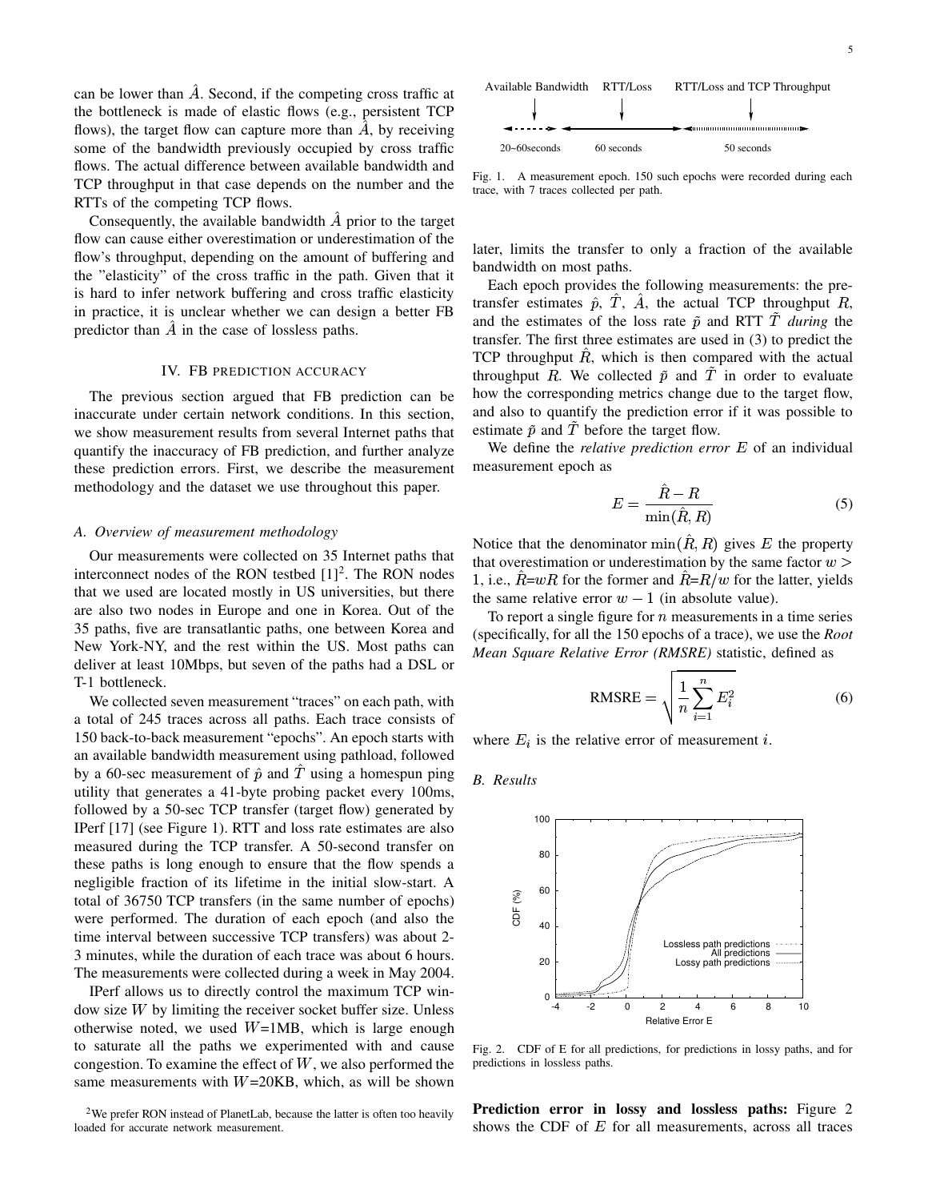can be lower than $\hat{A}$. Second, if the competing cross traffic at the bottleneck is made of elastic flows (e.g., persistent TCP flows), the target flow can capture more than $\hat{A}$, by receiving some of the bandwidth previously occupied by cross traffic flows. The actual difference between available bandwidth and TCP throughput in that case depends on the number and the RTTs of the competing TCP flows.

Consequently, the available bandwidth $\hat{A}$ prior to the target flow can cause either overestimation or underestimation of the flow's throughput, depending on the amount of buffering and the "elasticity" of the cross traffic in the path. Given that it is hard to infer network buffering and cross traffic elasticity in practice, it is unclear whether we can design a better FB predictor than $\hat{A}$ in the case of lossless paths.

## IV. FB PREDICTION ACCURACY

The previous section argued that FB prediction can be inaccurate under certain network conditions. In this section, we show measurement results from several Internet paths that quantify the inaccuracy of FB prediction, and further analyze these prediction errors. First, we describe the measurement methodology and the dataset we use throughout this paper.

### A. Overview of measurement methodology

Our measurements were collected on 35 Internet paths that interconnect nodes of the RON testbed [1][2]. The RON nodes that we used are located mostly in US universities, but there are also two nodes in Europe and one in Korea. Out of the 35 paths, five are transatlantic paths, one between Korea and New York-NY, and the rest within the US. Most paths can deliver at least 10Mbps, but seven of the paths had a DSL or T-1 bottleneck.

We collected seven measurement "traces" on each path, with a total of 245 traces across all paths. Each trace consists of 150 back-to-back measurement "epochs". An epoch starts with an available bandwidth measurement using pathload, followed by a 60-sec measurement of $\hat{p}$ and $\hat{T}$ using a homespun ping utility that generates a 41-byte probing packet every 100ms, followed by a 50-sec TCP transfer (target flow) generated by IPerf [17] (see Figure 1). RTT and loss rate estimates are also measured during the TCP transfer. A 50-second transfer on these paths is long enough to ensure that the flow spends a negligible fraction of its lifetime in the initial slow-start. A total of 36750 TCP transfers (in the same number of epochs) were performed. The duration of each epoch (and also the time interval between successive TCP transfers) was about 2-3 minutes, while the duration of each trace was about 6 hours. The measurements were collected during a week in May 2004.

IPerf allows us to directly control the maximum TCP window size $W$ by limiting the receiver socket buffer size. Unless otherwise noted, we used $W$=1MB, which is large enough to saturate all the paths we experimented with and cause congestion. To examine the effect of $W$, we also performed the same measurements with $W$=20KB, which, as will be shown later, limits the transfer to only a fraction of the available bandwidth on most paths.

[2] We prefer RON instead of PlanetLab, because the latter is often too heavily loaded for accurate network measurement.

Available Bandwidth — RTT/Loss — RTT/Loss and TCP Throughput
20~60seconds — 60 seconds — 50 seconds

Fig. 1. A measurement epoch. 150 such epochs were recorded during each trace, with 7 traces collected per path.

Each epoch provides the following measurements: the pre-transfer estimates $\hat{p}$, $\hat{T}$, $\hat{A}$, the actual TCP throughput $R$, and the estimates of the loss rate $\tilde{p}$ and RTT $\tilde{T}$ *during* the transfer. The first three estimates are used in (3) to predict the TCP throughput $\hat{R}$, which is then compared with the actual throughput $R$. We collected $\tilde{p}$ and $\tilde{T}$ in order to evaluate how the corresponding metrics change due to the target flow, and also to quantify the prediction error if it was possible to estimate $\tilde{p}$ and $\tilde{T}$ before the target flow.

We define the *relative prediction error* $E$ of an individual measurement epoch as

$$E = \frac{\hat{R} - R}{\min(\hat{R}, R)} \tag{5}$$

Notice that the denominator $\min(\hat{R}, R)$ gives $E$ the property that overestimation or underestimation by the same factor $w > 1$, i.e., $\hat{R}$=$wR$ for the former and $\hat{R}$=$R/w$ for the latter, yields the same relative error $w - 1$ (in absolute value).

To report a single figure for $n$ measurements in a time series (specifically, for all the 150 epochs of a trace), we use the *Root Mean Square Relative Error (RMSRE)* statistic, defined as

$$\text{RMSRE} = \sqrt{\frac{1}{n}\sum_{i=1}^{n} E_i^2} \tag{6}$$

where $E_i$ is the relative error of measurement $i$.

### B. Results

Fig. 2. CDF of E for all predictions, for predictions in lossy paths, and for predictions in lossless paths.

**Prediction error in lossy and lossless paths:** Figure 2 shows the CDF of $E$ for all measurements, across all traces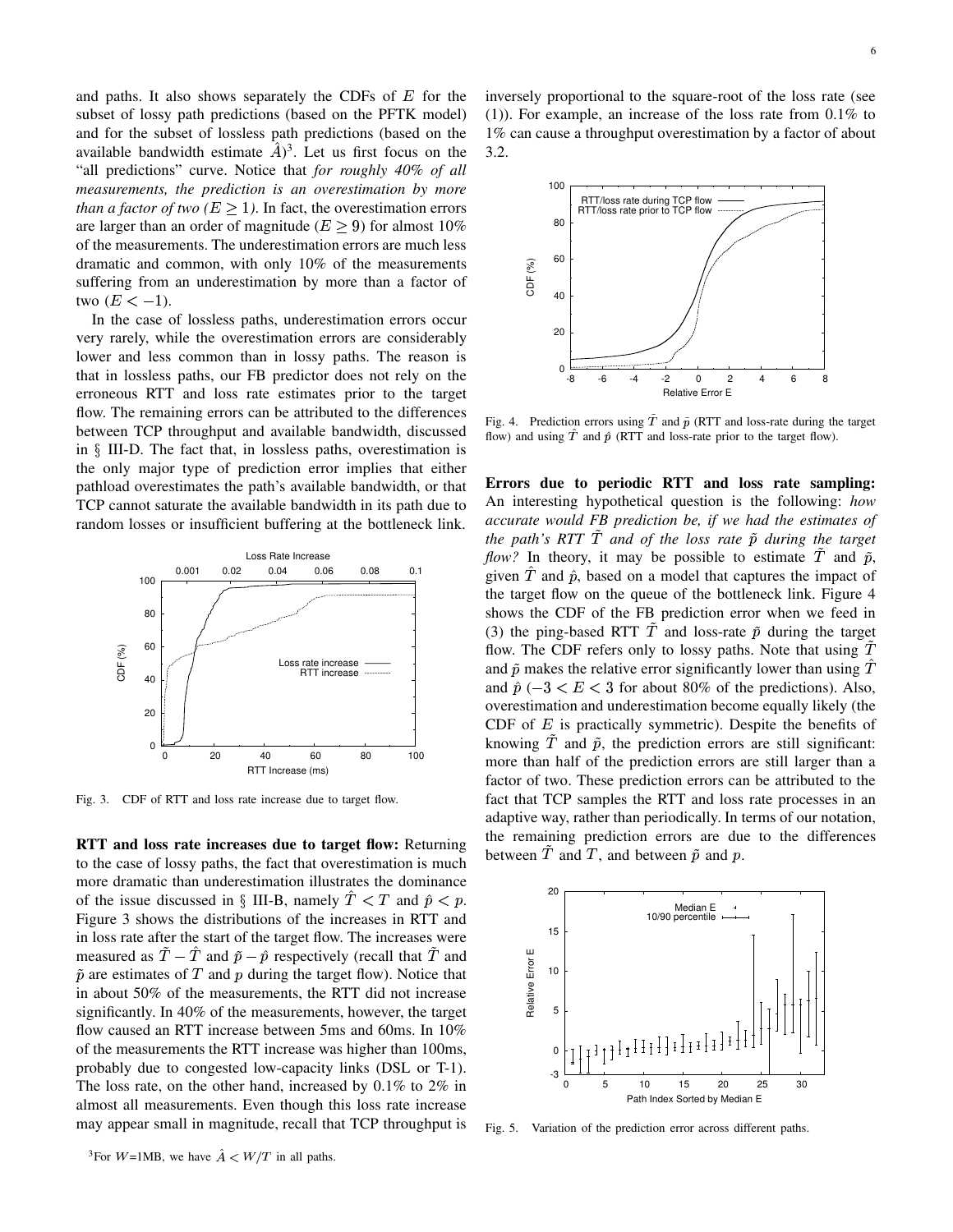and paths. It also shows separately the CDFs of $E$ for the subset of lossy path predictions (based on the PFTK model) and for the subset of lossless path predictions (based on the available bandwidth estimate $\hat{A}$)[3]. Let us first focus on the "all predictions" curve. Notice that *for roughly 40% of all measurements, the prediction is an overestimation by more than a factor of two ($E \geq 1$)*. In fact, the overestimation errors are larger than an order of magnitude ($E \geq 9$) for almost 10% of the measurements. The underestimation errors are much less dramatic and common, with only 10% of the measurements suffering from an underestimation by more than a factor of two ($E < -1$).

In the case of lossless paths, underestimation errors occur very rarely, while the overestimation errors are considerably lower and less common than in lossy paths. The reason is that in lossless paths, our FB predictor does not rely on the erroneous RTT and loss rate estimates prior to the target flow. The remaining errors can be attributed to the differences between TCP throughput and available bandwidth, discussed in § III-D. The fact that, in lossless paths, overestimation is the only major type of prediction error implies that either pathload overestimates the path's available bandwidth, or that TCP cannot saturate the available bandwidth in its path due to random losses or insufficient buffering at the bottleneck link.

Fig. 3. CDF of RTT and loss rate increase due to target flow.

**RTT and loss rate increases due to target flow:** Returning to the case of lossy paths, the fact that overestimation is much more dramatic than underestimation illustrates the dominance of the issue discussed in § III-B, namely $\hat{T} < T$ and $\hat{p} < p$. Figure 3 shows the distributions of the increases in RTT and in loss rate after the start of the target flow. The increases were measured as $\tilde{T} - \hat{T}$ and $\tilde{p} - \hat{p}$ respectively (recall that $\tilde{T}$ and $\tilde{p}$ are estimates of $T$ and $p$ during the target flow). Notice that in about 50% of the measurements, the RTT did not increase significantly. In 40% of the measurements, however, the target flow caused an RTT increase between 5ms and 60ms. In 10% of the measurements the RTT increase was higher than 100ms, probably due to congested low-capacity links (DSL or T-1). The loss rate, on the other hand, increased by 0.1% to 2% in almost all measurements. Even though this loss rate increase may appear small in magnitude, recall that TCP throughput is inversely proportional to the square-root of the loss rate (see (1)). For example, an increase of the loss rate from 0.1% to 1% can cause a throughput overestimation by a factor of about 3.2.

Fig. 4. Prediction errors using $\tilde{T}$ and $\tilde{p}$ (RTT and loss-rate during the target flow) and using $\hat{T}$ and $\hat{p}$ (RTT and loss-rate prior to the target flow).

**Errors due to periodic RTT and loss rate sampling:** An interesting hypothetical question is the following: *how accurate would FB prediction be, if we had the estimates of the path's RTT $\tilde{T}$ and of the loss rate $\tilde{p}$ during the target flow?* In theory, it may be possible to estimate $\tilde{T}$ and $\tilde{p}$, given $\hat{T}$ and $\hat{p}$, based on a model that captures the impact of the target flow on the queue of the bottleneck link. Figure 4 shows the CDF of the FB prediction error when we feed in (3) the ping-based RTT $\tilde{T}$ and loss-rate $\tilde{p}$ during the target flow. The CDF refers only to lossy paths. Note that using $\tilde{T}$ and $\tilde{p}$ makes the relative error significantly lower than using $\hat{T}$ and $\hat{p}$ ($-3 < E < 3$ for about 80% of the predictions). Also, overestimation and underestimation become equally likely (the CDF of $E$ is practically symmetric). Despite the benefits of knowing $\tilde{T}$ and $\tilde{p}$, the prediction errors are still significant: more than half of the prediction errors are still larger than a factor of two. These prediction errors can be attributed to the fact that TCP samples the RTT and loss rate processes in an adaptive way, rather than periodically. In terms of our notation, the remaining prediction errors are due to the differences between $\tilde{T}$ and $T$, and between $\tilde{p}$ and $p$.

Fig. 5. Variation of the prediction error across different paths.

[3] For $W$=1MB, we have $\hat{A} < W/T$ in all paths.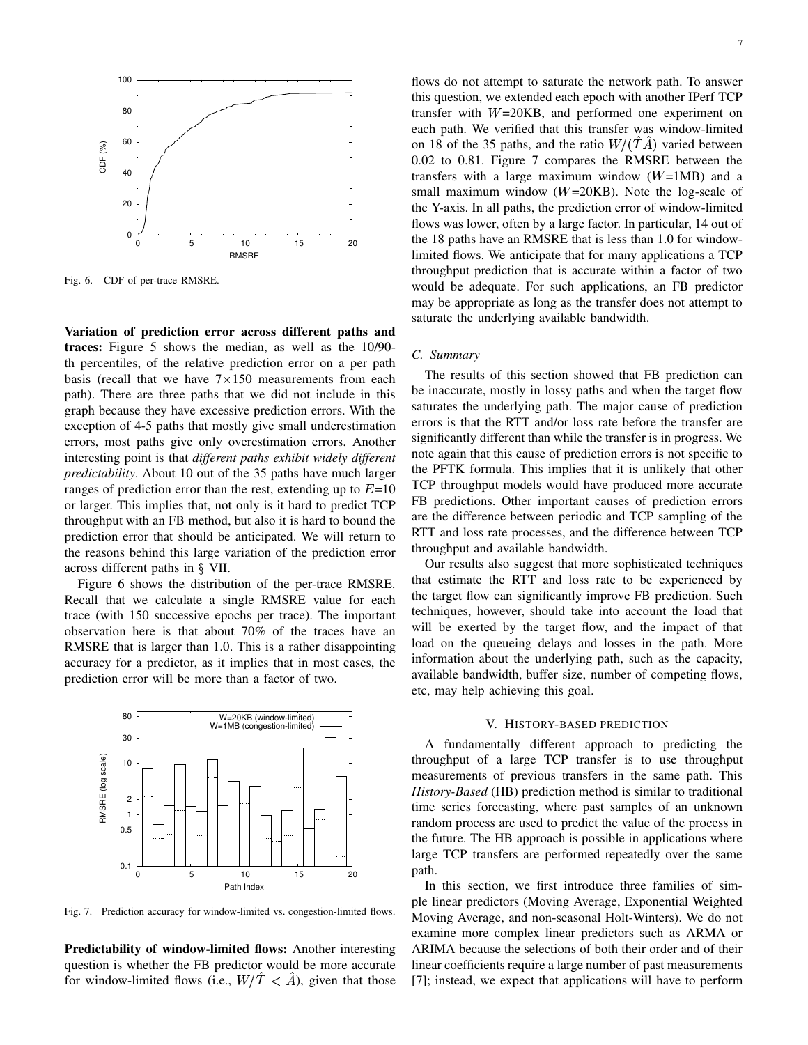Fig. 6. CDF of per-trace RMSRE.

**Variation of prediction error across different paths and traces:** Figure 5 shows the median, as well as the 10/90-th percentiles, of the relative prediction error on a per path basis (recall that we have $7 \times 150$ measurements from each path). There are three paths that we did not include in this graph because they have excessive prediction errors. With the exception of 4-5 paths that mostly give small underestimation errors, most paths give only overestimation errors. Another interesting point is that *different paths exhibit widely different predictability*. About 10 out of the 35 paths have much larger ranges of prediction error than the rest, extending up to $E$=10 or larger. This implies that, not only is it hard to predict TCP throughput with an FB method, but also it is hard to bound the prediction error that should be anticipated. We will return to the reasons behind this large variation of the prediction error across different paths in § VII.

Figure 6 shows the distribution of the per-trace RMSRE. Recall that we calculate a single RMSRE value for each trace (with 150 successive epochs per trace). The important observation here is that about 70% of the traces have an RMSRE that is larger than 1.0. This is a rather disappointing accuracy for a predictor, as it implies that in most cases, the prediction error will be more than a factor of two.

Fig. 7. Prediction accuracy for window-limited vs. congestion-limited flows.

**Predictability of window-limited flows:** Another interesting question is whether the FB predictor would be more accurate for window-limited flows (i.e., $W/\hat{T} < \hat{A}$), given that those flows do not attempt to saturate the network path. To answer this question, we extended each epoch with another IPerf TCP transfer with $W$=20KB, and performed one experiment on each path. We verified that this transfer was window-limited on 18 of the 35 paths, and the ratio $W/(\hat{T}\hat{A})$ varied between 0.02 to 0.81. Figure 7 compares the RMSRE between the transfers with a large maximum window ($W$=1MB) and a small maximum window ($W$=20KB). Note the log-scale of the Y-axis. In all paths, the prediction error of window-limited flows was lower, often by a large factor. In particular, 14 out of the 18 paths have an RMSRE that is less than 1.0 for window-limited flows. We anticipate that for many applications a TCP throughput prediction that is accurate within a factor of two would be adequate. For such applications, an FB predictor may be appropriate as long as the transfer does not attempt to saturate the underlying available bandwidth.

### C. Summary

The results of this section showed that FB prediction can be inaccurate, mostly in lossy paths and when the target flow saturates the underlying path. The major cause of prediction errors is that the RTT and/or loss rate before the transfer are significantly different than while the transfer is in progress. We note again that this cause of prediction errors is not specific to the PFTK formula. This implies that it is unlikely that other TCP throughput models would have produced more accurate FB predictions. Other important causes of prediction errors are the difference between periodic and TCP sampling of the RTT and loss rate processes, and the difference between TCP throughput and available bandwidth.

Our results also suggest that more sophisticated techniques that estimate the RTT and loss rate to be experienced by the target flow can significantly improve FB prediction. Such techniques, however, should take into account the load that will be exerted by the target flow, and the impact of that load on the queueing delays and losses in the path. More information about the underlying path, such as the capacity, available bandwidth, buffer size, number of competing flows, etc, may help achieving this goal.

## V. History-based prediction

A fundamentally different approach to predicting the throughput of a large TCP transfer is to use throughput measurements of previous transfers in the same path. This *History-Based* (HB) prediction method is similar to traditional time series forecasting, where past samples of an unknown random process are used to predict the value of the process in the future. The HB approach is possible in applications where large TCP transfers are performed repeatedly over the same path.

In this section, we first introduce three families of simple linear predictors (Moving Average, Exponential Weighted Moving Average, and non-seasonal Holt-Winters). We do not examine more complex linear predictors such as ARMA or ARIMA because the selections of both their order and of their linear coefficients require a large number of past measurements [7]; instead, we expect that applications will have to perform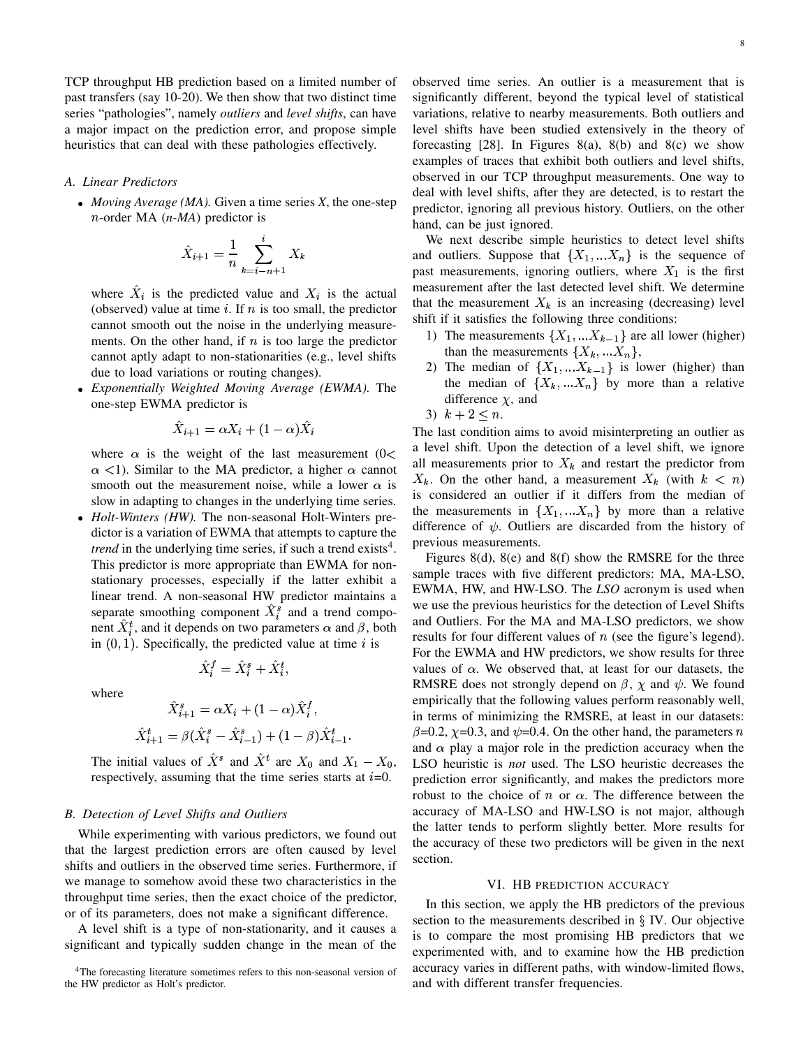TCP throughput HB prediction based on a limited number of past transfers (say 10-20). We then show that two distinct time series "pathologies", namely *outliers* and *level shifts*, can have a major impact on the prediction error, and propose simple heuristics that can deal with these pathologies effectively.

### A. Linear Predictors

- *Moving Average (MA).* Given a time series *X*, the one-step $n$-order MA ($n$-*MA*) predictor is

$$\hat{X}_{i+1} = \frac{1}{n} \sum_{k=i-n+1}^{i} X_k$$

  where $\hat{X}_i$ is the predicted value and $X_i$ is the actual (observed) value at time $i$. If $n$ is too small, the predictor cannot smooth out the noise in the underlying measurements. On the other hand, if $n$ is too large the predictor cannot aptly adapt to non-stationarities (e.g., level shifts due to load variations or routing changes).
- *Exponentially Weighted Moving Average (EWMA).* The one-step EWMA predictor is

$$\hat{X}_{i+1} = \alpha X_i + (1-\alpha)\hat{X}_i$$

  where $\alpha$ is the weight of the last measurement ($0 < \alpha < 1$). Similar to the MA predictor, a higher $\alpha$ cannot smooth out the measurement noise, while a lower $\alpha$ is slow in adapting to changes in the underlying time series.
- *Holt-Winters (HW).* The non-seasonal Holt-Winters predictor is a variation of EWMA that attempts to capture the *trend* in the underlying time series, if such a trend exists[4]. This predictor is more appropriate than EWMA for non-stationary processes, especially if the latter exhibit a linear trend. A non-seasonal HW predictor maintains a separate smoothing component $\hat{X}^s_i$ and a trend component $\hat{X}^t_i$, and it depends on two parameters $\alpha$ and $\beta$, both in $(0, 1)$. Specifically, the predicted value at time $i$ is

$$\hat{X}^f_i = \hat{X}^s_i + \hat{X}^t_i,$$

  where

$$\hat{X}^s_{i+1} = \alpha X_i + (1-\alpha)\hat{X}^f_i,$$

$$\hat{X}^t_{i+1} = \beta(\hat{X}^s_i - \hat{X}^s_{i-1}) + (1-\beta)\hat{X}^t_{i-1}.$$

  The initial values of $\hat{X}^s$ and $\hat{X}^t$ are $X_0$ and $X_1 - X_0$, respectively, assuming that the time series starts at $i$=0.

### B. Detection of Level Shifts and Outliers

While experimenting with various predictors, we found out that the largest prediction errors are often caused by level shifts and outliers in the observed time series. Furthermore, if we manage to somehow avoid these two characteristics in the throughput time series, then the exact choice of the predictor, or of its parameters, does not make a significant difference.

A level shift is a type of non-stationarity, and it causes a significant and typically sudden change in the mean of the observed time series. An outlier is a measurement that is significantly different, beyond the typical level of statistical variations, relative to nearby measurements. Both outliers and level shifts have been studied extensively in the theory of forecasting [28]. In Figures 8(a), 8(b) and 8(c) we show examples of traces that exhibit both outliers and level shifts, observed in our TCP throughput measurements. One way to deal with level shifts, after they are detected, is to restart the predictor, ignoring all previous history. Outliers, on the other hand, can be just ignored.

We next describe simple heuristics to detect level shifts and outliers. Suppose that $\{X_1, ...X_n\}$ is the sequence of past measurements, ignoring outliers, where $X_1$ is the first measurement after the last detected level shift. We determine that the measurement $X_k$ is an increasing (decreasing) level shift if it satisfies the following three conditions:

1) The measurements $\{X_1, ...X_{k-1}\}$ are all lower (higher) than the measurements $\{X_k, ...X_n\}$,
2) The median of $\{X_1, ...X_{k-1}\}$ is lower (higher) than the median of $\{X_k, ...X_n\}$ by more than a relative difference $\chi$, and
3) $k + 2 \leq n$.

The last condition aims to avoid misinterpreting an outlier as a level shift. Upon the detection of a level shift, we ignore all measurements prior to $X_k$ and restart the predictor from $X_k$. On the other hand, a measurement $X_k$ (with $k < n$) is considered an outlier if it differs from the median of the measurements in $\{X_1, ...X_n\}$ by more than a relative difference of $\psi$. Outliers are discarded from the history of previous measurements.

Figures 8(d), 8(e) and 8(f) show the RMSRE for the three sample traces with five different predictors: MA, MA-LSO, EWMA, HW, and HW-LSO. The *LSO* acronym is used when we use the previous heuristics for the detection of Level Shifts and Outliers. For the MA and MA-LSO predictors, we show results for four different values of $n$ (see the figure's legend). For the EWMA and HW predictors, we show results for three values of $\alpha$. We observed that, at least for our datasets, the RMSRE does not strongly depend on $\beta$, $\chi$ and $\psi$. We found empirically that the following values perform reasonably well, in terms of minimizing the RMSRE, at least in our datasets: $\beta$=0.2, $\chi$=0.3, and $\psi$=0.4. On the other hand, the parameters $n$ and $\alpha$ play a major role in the prediction accuracy when the LSO heuristic is *not* used. The LSO heuristic decreases the prediction error significantly, and makes the predictors more robust to the choice of $n$ or $\alpha$. The difference between the accuracy of MA-LSO and HW-LSO is not major, although the latter tends to perform slightly better. More results for the accuracy of these two predictors will be given in the next section.

## VI. HB PREDICTION ACCURACY

In this section, we apply the HB predictors of the previous section to the measurements described in § IV. Our objective is to compare the most promising HB predictors that we experimented with, and to examine how the HB prediction accuracy varies in different paths, with window-limited flows, and with different transfer frequencies.

[4]The forecasting literature sometimes refers to this non-seasonal version of the HW predictor as Holt's predictor.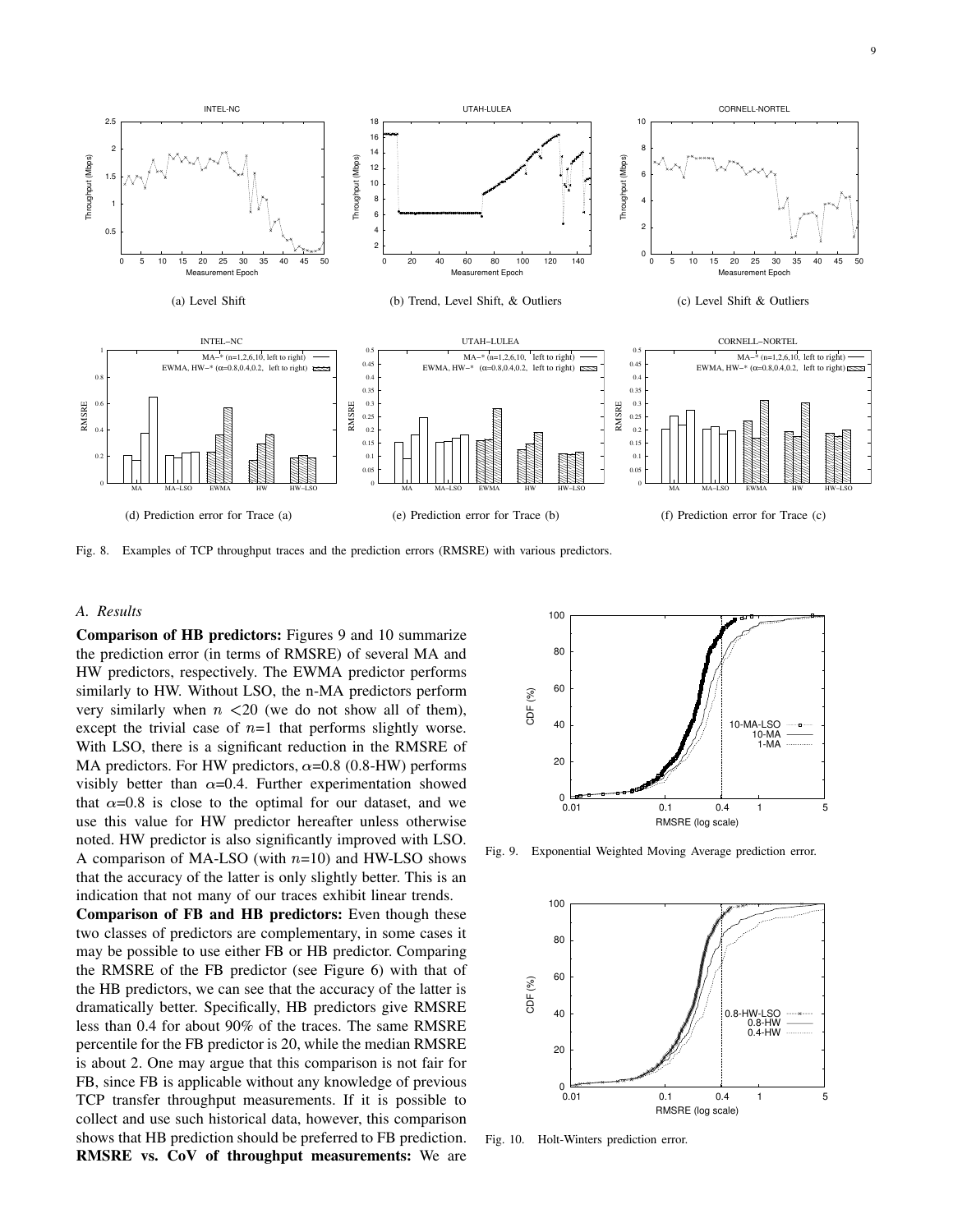Fig. 8. Examples of TCP throughput traces and the prediction errors (RMSRE) with various predictors.

### A. Results

**Comparison of HB predictors:** Figures 9 and 10 summarize the prediction error (in terms of RMSRE) of several MA and HW predictors, respectively. The EWMA predictor performs similarly to HW. Without LSO, the n-MA predictors perform very similarly when $n$ <20 (we do not show all of them), except the trivial case of $n$=1 that performs slightly worse. With LSO, there is a significant reduction in the RMSRE of MA predictors. For HW predictors, $\alpha$=0.8 (0.8-HW) performs visibly better than $\alpha$=0.4. Further experimentation showed that $\alpha$=0.8 is close to the optimal for our dataset, and we use this value for HW predictor hereafter unless otherwise noted. HW predictor is also significantly improved with LSO. A comparison of MA-LSO (with $n$=10) and HW-LSO shows that the accuracy of the latter is only slightly better. This is an indication that not many of our traces exhibit linear trends.

**Comparison of FB and HB predictors:** Even though these two classes of predictors are complementary, in some cases it may be possible to use either FB or HB predictor. Comparing the RMSRE of the FB predictor (see Figure 6) with that of the HB predictors, we can see that the accuracy of the latter is dramatically better. Specifically, HB predictors give RMSRE less than 0.4 for about 90% of the traces. The same RMSRE percentile for the FB predictor is 20, while the median RMSRE is about 2. One may argue that this comparison is not fair for FB, since FB is applicable without any knowledge of previous TCP transfer throughput measurements. If it is possible to collect and use such historical data, however, this comparison shows that HB prediction should be preferred to FB prediction.

**RMSRE vs. CoV of throughput measurements:** We are

Fig. 9. Exponential Weighted Moving Average prediction error.

Fig. 10. Holt-Winters prediction error.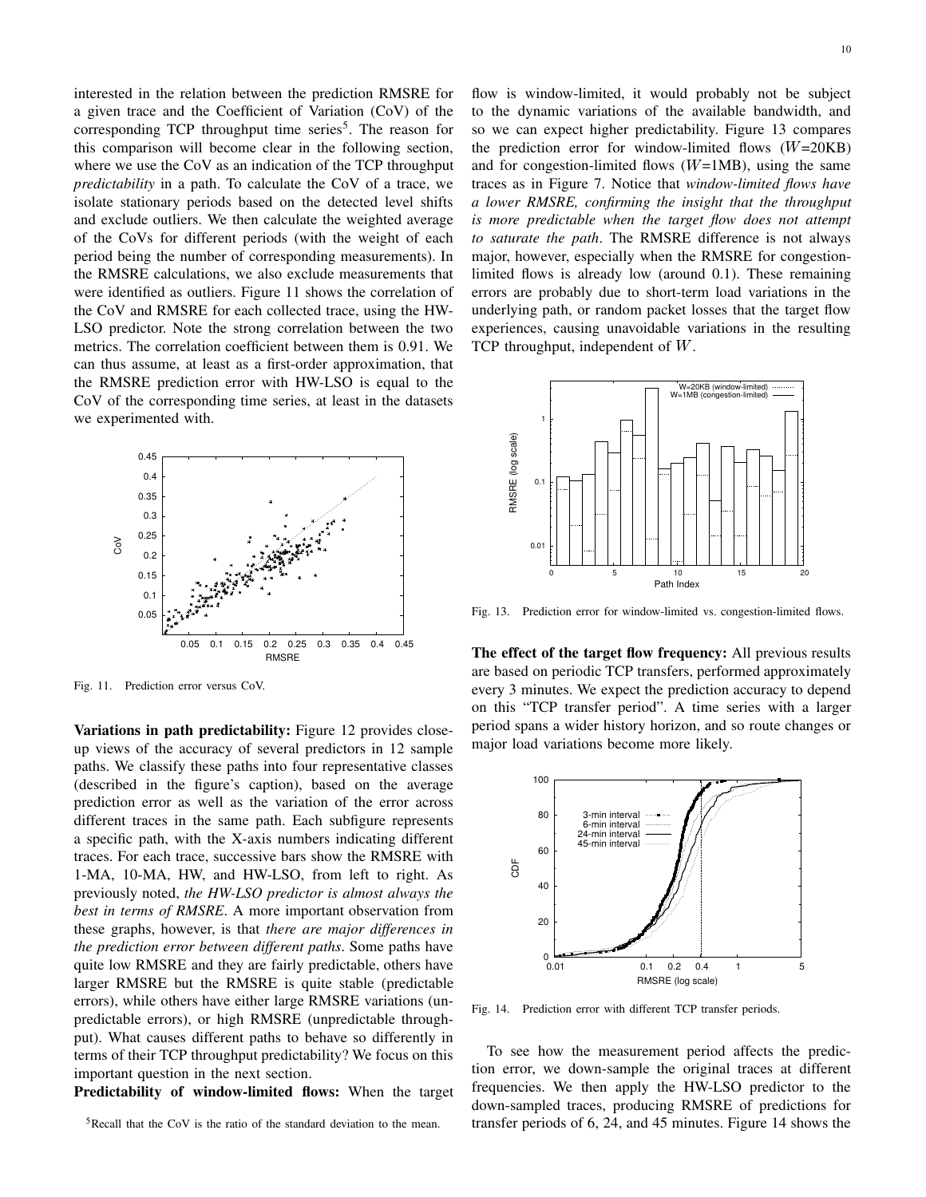interested in the relation between the prediction RMSRE for a given trace and the Coefficient of Variation (CoV) of the corresponding TCP throughput time series[5]. The reason for this comparison will become clear in the following section, where we use the CoV as an indication of the TCP throughput *predictability* in a path. To calculate the CoV of a trace, we isolate stationary periods based on the detected level shifts and exclude outliers. We then calculate the weighted average of the CoVs for different periods (with the weight of each period being the number of corresponding measurements). In the RMSRE calculations, we also exclude measurements that were identified as outliers. Figure 11 shows the correlation of the CoV and RMSRE for each collected trace, using the HW-LSO predictor. Note the strong correlation between the two metrics. The correlation coefficient between them is 0.91. We can thus assume, at least as a first-order approximation, that the RMSRE prediction error with HW-LSO is equal to the CoV of the corresponding time series, at least in the datasets we experimented with.

Fig. 11. Prediction error versus CoV.

**Variations in path predictability:** Figure 12 provides close-up views of the accuracy of several predictors in 12 sample paths. We classify these paths into four representative classes (described in the figure's caption), based on the average prediction error as well as the variation of the error across different traces in the same path. Each subfigure represents a specific path, with the X-axis numbers indicating different traces. For each trace, successive bars show the RMSRE with 1-MA, 10-MA, HW, and HW-LSO, from left to right. As previously noted, *the HW-LSO predictor is almost always the best in terms of RMSRE*. A more important observation from these graphs, however, is that *there are major differences in the prediction error between different paths*. Some paths have quite low RMSRE and they are fairly predictable, others have larger RMSRE but the RMSRE is quite stable (predictable errors), while others have either large RMSRE variations (unpredictable errors), or high RMSRE (unpredictable throughput). What causes different paths to behave so differently in terms of their TCP throughput predictability? We focus on this important question in the next section.

**Predictability of window-limited flows:** When the target flow is window-limited, it would probably not be subject to the dynamic variations of the available bandwidth, and so we can expect higher predictability. Figure 13 compares the prediction error for window-limited flows ($W$=20KB) and for congestion-limited flows ($W$=1MB), using the same traces as in Figure 7. Notice that *window-limited flows have a lower RMSRE, confirming the insight that the throughput is more predictable when the target flow does not attempt to saturate the path*. The RMSRE difference is not always major, however, especially when the RMSRE for congestion-limited flows is already low (around 0.1). These remaining errors are probably due to short-term load variations in the underlying path, or random packet losses that the target flow experiences, causing unavoidable variations in the resulting TCP throughput, independent of $W$.

Fig. 13. Prediction error for window-limited vs. congestion-limited flows.

**The effect of the target flow frequency:** All previous results are based on periodic TCP transfers, performed approximately every 3 minutes. We expect the prediction accuracy to depend on this "TCP transfer period". A time series with a larger period spans a wider history horizon, and so route changes or major load variations become more likely.

Fig. 14. Prediction error with different TCP transfer periods.

To see how the measurement period affects the prediction error, we down-sample the original traces at different frequencies. We then apply the HW-LSO predictor to the down-sampled traces, producing RMSRE of predictions for transfer periods of 6, 24, and 45 minutes. Figure 14 shows the

[5]Recall that the CoV is the ratio of the standard deviation to the mean.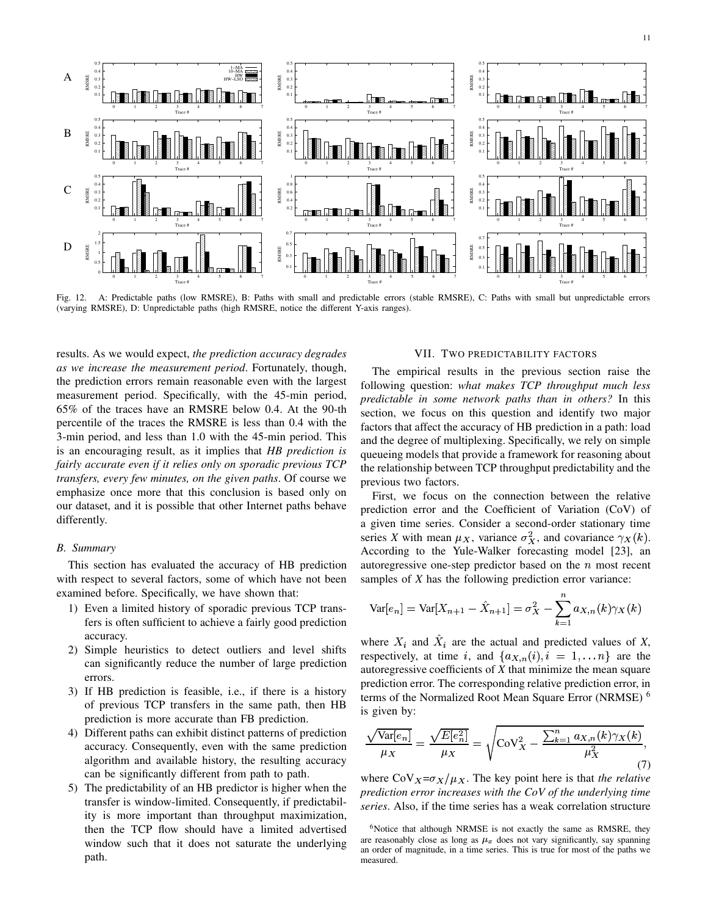Fig. 12. A: Predictable paths (low RMSRE), B: Paths with small and predictable errors (stable RMSRE), C: Paths with small but unpredictable errors (varying RMSRE), D: Unpredictable paths (high RMSRE, notice the different Y-axis ranges).

results. As we would expect, *the prediction accuracy degrades as we increase the measurement period*. Fortunately, though, the prediction errors remain reasonable even with the largest measurement period. Specifically, with the 45-min period, 65% of the traces have an RMSRE below 0.4. At the 90-th percentile of the traces the RMSRE is less than 0.4 with the 3-min period, and less than 1.0 with the 45-min period. This is an encouraging result, as it implies that *HB prediction is fairly accurate even if it relies only on sporadic previous TCP transfers, every few minutes, on the given paths*. Of course we emphasize once more that this conclusion is based only on our dataset, and it is possible that other Internet paths behave differently.

### B. Summary

This section has evaluated the accuracy of HB prediction with respect to several factors, some of which have not been examined before. Specifically, we have shown that:

1) Even a limited history of sporadic previous TCP transfers is often sufficient to achieve a fairly good prediction accuracy.
2) Simple heuristics to detect outliers and level shifts can significantly reduce the number of large prediction errors.
3) If HB prediction is feasible, i.e., if there is a history of previous TCP transfers in the same path, then HB prediction is more accurate than FB prediction.
4) Different paths can exhibit distinct patterns of prediction accuracy. Consequently, even with the same prediction algorithm and available history, the resulting accuracy can be significantly different from path to path.
5) The predictability of an HB predictor is higher when the transfer is window-limited. Consequently, if predictability is more important than throughput maximization, then the TCP flow should have a limited advertised window such that it does not saturate the underlying path.

## VII. Two predictability factors

The empirical results in the previous section raise the following question: *what makes TCP throughput much less predictable in some network paths than in others?* In this section, we focus on this question and identify two major factors that affect the accuracy of HB prediction in a path: load and the degree of multiplexing. Specifically, we rely on simple queueing models that provide a framework for reasoning about the relationship between TCP throughput predictability and the previous two factors.

First, we focus on the connection between the relative prediction error and the Coefficient of Variation (CoV) of a given time series. Consider a second-order stationary time series *X* with mean $\mu_X$, variance $\sigma_X^2$, and covariance $\gamma_X(k)$. According to the Yule-Walker forecasting model [23], an autoregressive one-step predictor based on the $n$ most recent samples of *X* has the following prediction error variance:

$$\text{Var}[e_n] = \text{Var}[X_{n+1} - \hat{X}_{n+1}] = \sigma_X^2 - \sum_{k=1}^{n} a_{X,n}(k)\gamma_X(k)$$

where $X_i$ and $\hat{X}_i$ are the actual and predicted values of *X*, respectively, at time $i$, and $\{a_{X,n}(i), i = 1, \ldots n\}$ are the autoregressive coefficients of *X* that minimize the mean square prediction error. The corresponding relative prediction error, in terms of the Normalized Root Mean Square Error (NRMSE) [6] is given by:

$$\frac{\sqrt{\text{Var}[e_n]}}{\mu_X} = \frac{\sqrt{E[e_n^2]}}{\mu_X} = \sqrt{\text{CoV}_X^2 - \frac{\sum_{k=1}^{n} a_{X,n}(k)\gamma_X(k)}{\mu_X^2}}, \tag{7}$$

where $\text{CoV}_X$=$\sigma_X/\mu_X$. The key point here is that *the relative prediction error increases with the CoV of the underlying time series*. Also, if the time series has a weak correlation structure

[6] Notice that although NRMSE is not exactly the same as RMSRE, they are reasonably close as long as $\mu_x$ does not vary significantly, say spanning an order of magnitude, in a time series. This is true for most of the paths we measured.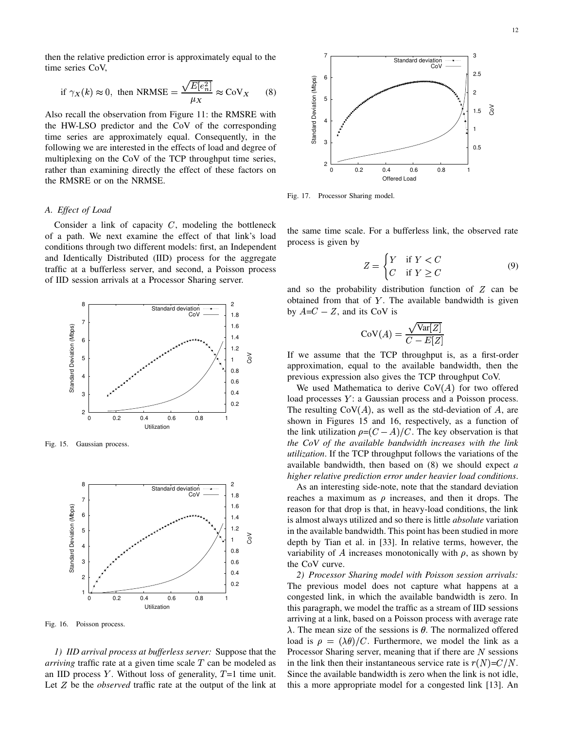then the relative prediction error is approximately equal to the time series CoV,

$$\text{if } \gamma_X(k) \approx 0, \text{ then NRMSE} = \frac{\sqrt{E[e_n^2]}}{\mu_X} \approx \text{CoV}_X \quad (8)$$

Also recall the observation from Figure 11: the RMSRE with the HW-LSO predictor and the CoV of the corresponding time series are approximately equal. Consequently, in the following we are interested in the effects of load and degree of multiplexing on the CoV of the TCP throughput time series, rather than examining directly the effect of these factors on the RMSRE or on the NRMSE.

### A. Effect of Load

Consider a link of capacity $C$, modeling the bottleneck of a path. We next examine the effect of that link's load conditions through two different models: first, an Independent and Identically Distributed (IID) process for the aggregate traffic at a bufferless server, and second, a Poisson process of IID session arrivals at a Processor Sharing server.

Fig. 15. Gaussian process.

Fig. 16. Poisson process.

*1) IID arrival process at bufferless server:* Suppose that the *arriving* traffic rate at a given time scale $T$ can be modeled as an IID process $Y$. Without loss of generality, $T$=1 time unit. Let $Z$ be the *observed* traffic rate at the output of the link at the same time scale. For a bufferless link, the observed rate process is given by

$$Z = \begin{cases} Y & \text{if } Y < C \\ C & \text{if } Y \geq C \end{cases} \quad (9)$$

and so the probability distribution function of $Z$ can be obtained from that of $Y$. The available bandwidth is given by $A$=$C - Z$, and its CoV is

$$\text{CoV}(A) = \frac{\sqrt{\text{Var}[Z]}}{C - E[Z]}$$

If we assume that the TCP throughput is, as a first-order approximation, equal to the available bandwidth, then the previous expression also gives the TCP throughput CoV.

We used Mathematica to derive CoV($A$) for two offered load processes $Y$: a Gaussian process and a Poisson process. The resulting CoV($A$), as well as the std-deviation of $A$, are shown in Figures 15 and 16, respectively, as a function of the link utilization $\rho$=$(C - A)/C$. The key observation is that *the CoV of the available bandwidth increases with the link utilization*. If the TCP throughput follows the variations of the available bandwidth, then based on (8) we should expect *a higher relative prediction error under heavier load conditions*.

As an interesting side-note, note that the standard deviation reaches a maximum as $\rho$ increases, and then it drops. The reason for that drop is that, in heavy-load conditions, the link is almost always utilized and so there is little *absolute* variation in the available bandwidth. This point has been studied in more depth by Tian et al. in [33]. In relative terms, however, the variability of $A$ increases monotonically with $\rho$, as shown by the CoV curve.

Fig. 17. Processor Sharing model.

*2) Processor Sharing model with Poisson session arrivals:* The previous model does not capture what happens at a congested link, in which the available bandwidth is zero. In this paragraph, we model the traffic as a stream of IID sessions arriving at a link, based on a Poisson process with average rate $\lambda$. The mean size of the sessions is $\theta$. The normalized offered load is $\rho = (\lambda\theta)/C$. Furthermore, we model the link as a Processor Sharing server, meaning that if there are $N$ sessions in the link then their instantaneous service rate is $r(N)$=$C/N$. Since the available bandwidth is zero when the link is not idle, this a more appropriate model for a congested link [13]. An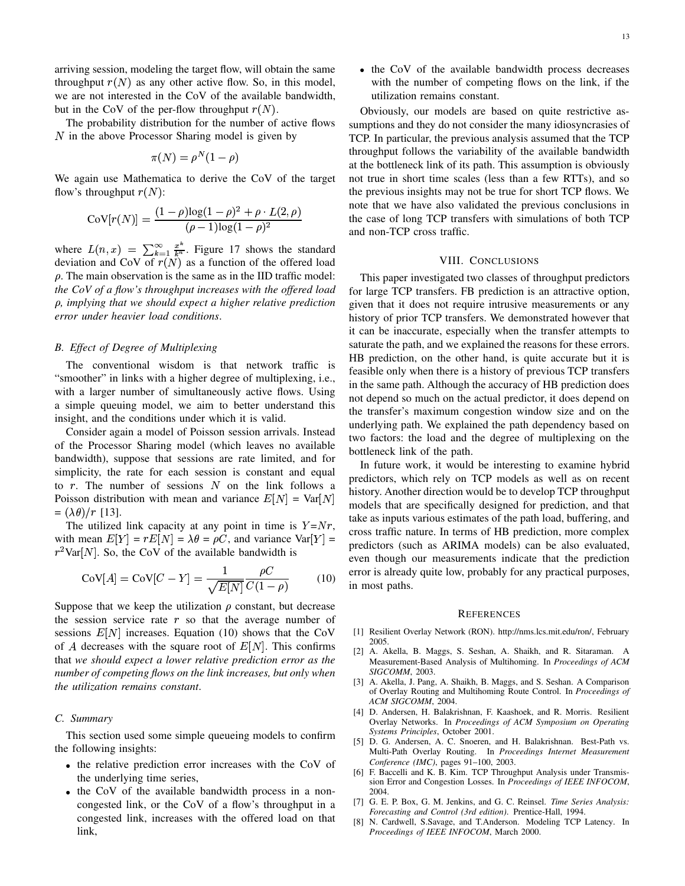arriving session, modeling the target flow, will obtain the same throughput $r(N)$ as any other active flow. So, in this model, we are not interested in the CoV of the available bandwidth, but in the CoV of the per-flow throughput $r(N)$.

The probability distribution for the number of active flows $N$ in the above Processor Sharing model is given by

$$\pi(N) = \rho^N (1 - \rho)$$

We again use Mathematica to derive the CoV of the target flow's throughput $r(N)$:

$$\text{CoV}[r(N)] = \frac{(1-\rho)\log(1-\rho)^2 + \rho \cdot L(2,\rho)}{(\rho - 1)\log(1-\rho)^2}$$

where $L(n,x) = \sum_{k=1}^{\infty} \frac{x^k}{k^n}$. Figure 17 shows the standard deviation and CoV of $r(N)$ as a function of the offered load $\rho$. The main observation is the same as in the IID traffic model: *the CoV of a flow's throughput increases with the offered load $\rho$, implying that we should expect a higher relative prediction error under heavier load conditions*.

### B. Effect of Degree of Multiplexing

The conventional wisdom is that network traffic is "smoother" in links with a higher degree of multiplexing, i.e., with a larger number of simultaneously active flows. Using a simple queuing model, we aim to better understand this insight, and the conditions under which it is valid.

Consider again a model of Poisson session arrivals. Instead of the Processor Sharing model (which leaves no available bandwidth), suppose that sessions are rate limited, and for simplicity, the rate for each session is constant and equal to $r$. The number of sessions $N$ on the link follows a Poisson distribution with mean and variance $E[N]$ = Var$[N]$ = $(\lambda\theta)/r$ [13].

The utilized link capacity at any point in time is $Y$=$Nr$, with mean $E[Y]$ = $rE[N] = \lambda\theta = \rho C$, and variance Var$[Y]$ = $r^2$Var$[N]$. So, the CoV of the available bandwidth is

$$\text{CoV}[A] = \text{CoV}[C - Y] = \frac{1}{\sqrt{E[N]}} \frac{\rho C}{C(1-\rho)} \qquad (10)$$

Suppose that we keep the utilization $\rho$ constant, but decrease the session service rate $r$ so that the average number of sessions $E[N]$ increases. Equation (10) shows that the CoV of $A$ decreases with the square root of $E[N]$. This confirms that *we should expect a lower relative prediction error as the number of competing flows on the link increases, but only when the utilization remains constant*.

### C. Summary

This section used some simple queueing models to confirm the following insights:

- the relative prediction error increases with the CoV of the underlying time series,
- the CoV of the available bandwidth process in a non-congested link, or the CoV of a flow's throughput in a congested link, increases with the offered load on that link,
- the CoV of the available bandwidth process decreases with the number of competing flows on the link, if the utilization remains constant.

Obviously, our models are based on quite restrictive assumptions and they do not consider the many idiosyncrasies of TCP. In particular, the previous analysis assumed that the TCP throughput follows the variability of the available bandwidth at the bottleneck link of its path. This assumption is obviously not true in short time scales (less than a few RTTs), and so the previous insights may not be true for short TCP flows. We note that we have also validated the previous conclusions in the case of long TCP transfers with simulations of both TCP and non-TCP cross traffic.

## VIII. Conclusions

This paper investigated two classes of throughput predictors for large TCP transfers. FB prediction is an attractive option, given that it does not require intrusive measurements or any history of prior TCP transfers. We demonstrated however that it can be inaccurate, especially when the transfer attempts to saturate the path, and we explained the reasons for these errors. HB prediction, on the other hand, is quite accurate but it is feasible only when there is a history of previous TCP transfers in the same path. Although the accuracy of HB prediction does not depend so much on the actual predictor, it does depend on the transfer's maximum congestion window size and on the underlying path. We explained the path dependency based on two factors: the load and the degree of multiplexing on the bottleneck link of the path.

In future work, it would be interesting to examine hybrid predictors, which rely on TCP models as well as on recent history. Another direction would be to develop TCP throughput models that are specifically designed for prediction, and that take as inputs various estimates of the path load, buffering, and cross traffic nature. In terms of HB prediction, more complex predictors (such as ARIMA models) can be also evaluated, even though our measurements indicate that the prediction error is already quite low, probably for any practical purposes, in most paths.

## References

[1] Resilient Overlay Network (RON). http://nms.lcs.mit.edu/ron/, February 2005.

[2] A. Akella, B. Maggs, S. Seshan, A. Shaikh, and R. Sitaraman. A Measurement-Based Analysis of Multihoming. In *Proceedings of ACM SIGCOMM*, 2003.

[3] A. Akella, J. Pang, A. Shaikh, B. Maggs, and S. Seshan. A Comparison of Overlay Routing and Multihoming Route Control. In *Proceedings of ACM SIGCOMM*, 2004.

[4] D. Andersen, H. Balakrishnan, F. Kaashoek, and R. Morris. Resilient Overlay Networks. In *Proceedings of ACM Symposium on Operating Systems Principles*, October 2001.

[5] D. G. Andersen, A. C. Snoeren, and H. Balakrishnan. Best-Path vs. Multi-Path Overlay Routing. In *Proceedings Internet Measurement Conference (IMC)*, pages 91–100, 2003.

[6] F. Baccelli and K. B. Kim. TCP Throughput Analysis under Transmission Error and Congestion Losses. In *Proceedings of IEEE INFOCOM*, 2004.

[7] G. E. P. Box, G. M. Jenkins, and G. C. Reinsel. *Time Series Analysis: Forecasting and Control (3rd edition)*. Prentice-Hall, 1994.

[8] N. Cardwell, S.Savage, and T.Anderson. Modeling TCP Latency. In *Proceedings of IEEE INFOCOM*, March 2000.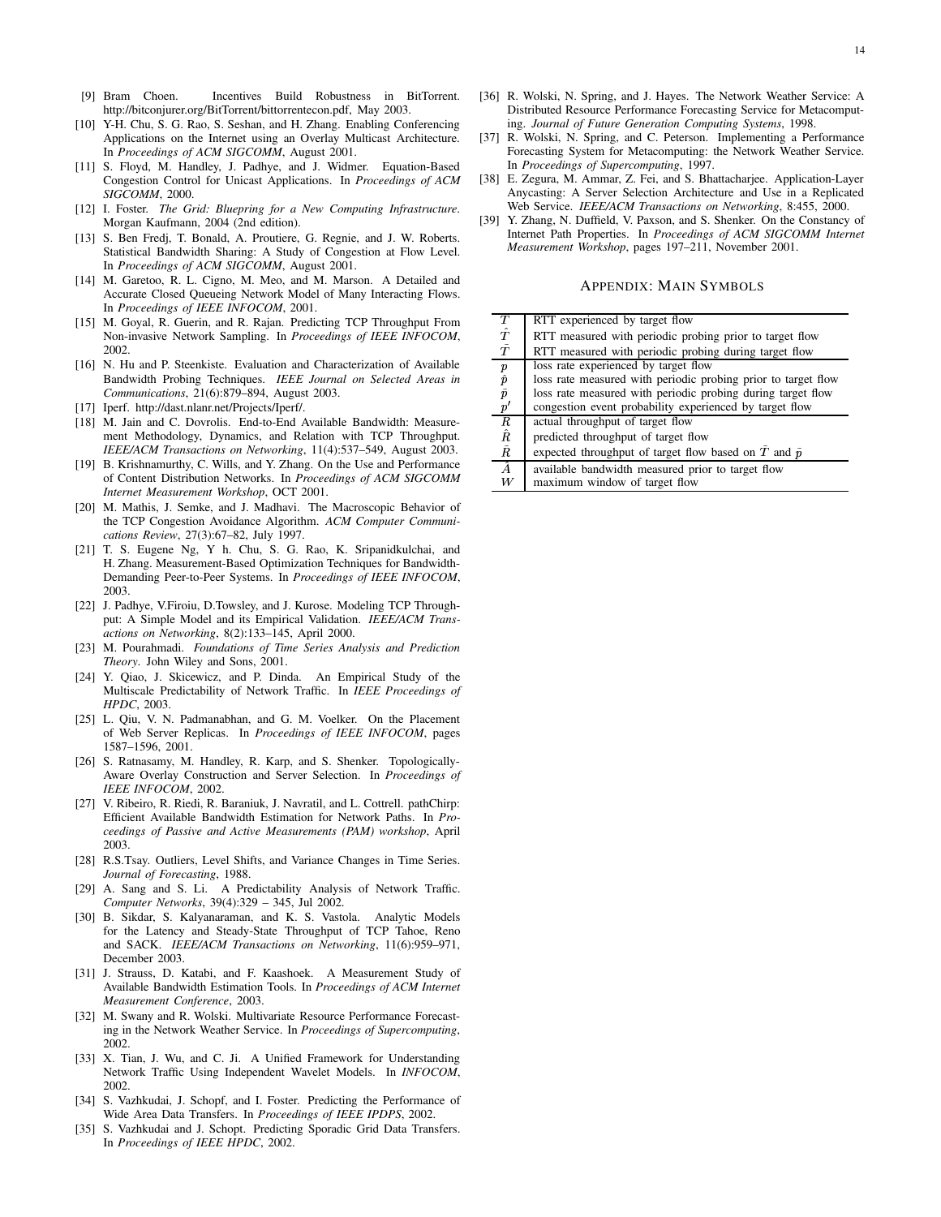[9] Bram Choen. Incentives Build Robustness in BitTorrent. http://bitconjurer.org/BitTorrent/bittorrentecon.pdf, May 2003.

[10] Y-H. Chu, S. G. Rao, S. Seshan, and H. Zhang. Enabling Conferencing Applications on the Internet using an Overlay Multicast Architecture. In *Proceedings of ACM SIGCOMM*, August 2001.

[11] S. Floyd, M. Handley, J. Padhye, and J. Widmer. Equation-Based Congestion Control for Unicast Applications. In *Proceedings of ACM SIGCOMM*, 2000.

[12] I. Foster. *The Grid: Bluepring for a New Computing Infrastructure*. Morgan Kaufmann, 2004 (2nd edition).

[13] S. Ben Fredj, T. Bonald, A. Proutiere, G. Regnie, and J. W. Roberts. Statistical Bandwidth Sharing: A Study of Congestion at Flow Level. In *Proceedings of ACM SIGCOMM*, August 2001.

[14] M. Garetoo, R. L. Cigno, M. Meo, and M. Marson. A Detailed and Accurate Closed Queueing Network Model of Many Interacting Flows. In *Proceedings of IEEE INFOCOM*, 2001.

[15] M. Goyal, R. Guerin, and R. Rajan. Predicting TCP Throughput From Non-invasive Network Sampling. In *Proceedings of IEEE INFOCOM*, 2002.

[16] N. Hu and P. Steenkiste. Evaluation and Characterization of Available Bandwidth Probing Techniques. *IEEE Journal on Selected Areas in Communications*, 21(6):879–894, August 2003.

[17] Iperf. http://dast.nlanr.net/Projects/Iperf/.

[18] M. Jain and C. Dovrolis. End-to-End Available Bandwidth: Measurement Methodology, Dynamics, and Relation with TCP Throughput. *IEEE/ACM Transactions on Networking*, 11(4):537–549, August 2003.

[19] B. Krishnamurthy, C. Wills, and Y. Zhang. On the Use and Performance of Content Distribution Networks. In *Proceedings of ACM SIGCOMM Internet Measurement Workshop*, OCT 2001.

[20] M. Mathis, J. Semke, and J. Madhavi. The Macroscopic Behavior of the TCP Congestion Avoidance Algorithm. *ACM Computer Communications Review*, 27(3):67–82, July 1997.

[21] T. S. Eugene Ng, Y h. Chu, S. G. Rao, K. Sripanidkulchai, and H. Zhang. Measurement-Based Optimization Techniques for Bandwidth-Demanding Peer-to-Peer Systems. In *Proceedings of IEEE INFOCOM*, 2003.

[22] J. Padhye, V.Firoiu, D.Towsley, and J. Kurose. Modeling TCP Throughput: A Simple Model and its Empirical Validation. *IEEE/ACM Transactions on Networking*, 8(2):133–145, April 2000.

[23] M. Pourahmadi. *Foundations of Time Series Analysis and Prediction Theory*. John Wiley and Sons, 2001.

[24] Y. Qiao, J. Skicewicz, and P. Dinda. An Empirical Study of the Multiscale Predictability of Network Traffic. In *IEEE Proceedings of HPDC*, 2003.

[25] L. Qiu, V. N. Padmanabhan, and G. M. Voelker. On the Placement of Web Server Replicas. In *Proceedings of IEEE INFOCOM*, pages 1587–1596, 2001.

[26] S. Ratnasamy, M. Handley, R. Karp, and S. Shenker. Topologically-Aware Overlay Construction and Server Selection. In *Proceedings of IEEE INFOCOM*, 2002.

[27] V. Ribeiro, R. Riedi, R. Baraniuk, J. Navratil, and L. Cottrell. pathChirp: Efficient Available Bandwidth Estimation for Network Paths. In *Proceedings of Passive and Active Measurements (PAM) workshop*, April 2003.

[28] R.S.Tsay. Outliers, Level Shifts, and Variance Changes in Time Series. *Journal of Forecasting*, 1988.

[29] A. Sang and S. Li. A Predictability Analysis of Network Traffic. *Computer Networks*, 39(4):329 – 345, Jul 2002.

[30] B. Sikdar, S. Kalyanaraman, and K. S. Vastola. Analytic Models for the Latency and Steady-State Throughput of TCP Tahoe, Reno and SACK. *IEEE/ACM Transactions on Networking*, 11(6):959–971, December 2003.

[31] J. Strauss, D. Katabi, and F. Kaashoek. A Measurement Study of Available Bandwidth Estimation Tools. In *Proceedings of ACM Internet Measurement Conference*, 2003.

[32] M. Swany and R. Wolski. Multivariate Resource Performance Forecasting in the Network Weather Service. In *Proceedings of Supercomputing*, 2002.

[33] X. Tian, J. Wu, and C. Ji. A Unified Framework for Understanding Network Traffic Using Independent Wavelet Models. In *INFOCOM*, 2002.

[34] S. Vazhkudai, J. Schopf, and I. Foster. Predicting the Performance of Wide Area Data Transfers. In *Proceedings of IEEE IPDPS*, 2002.

[35] S. Vazhkudai and J. Schopt. Predicting Sporadic Grid Data Transfers. In *Proceedings of IEEE HPDC*, 2002.

[36] R. Wolski, N. Spring, and J. Hayes. The Network Weather Service: A Distributed Resource Performance Forecasting Service for Metacomputing. *Journal of Future Generation Computing Systems*, 1998.

[37] R. Wolski, N. Spring, and C. Peterson. Implementing a Performance Forecasting System for Metacomputing: the Network Weather Service. In *Proceedings of Supercomputing*, 1997.

[38] E. Zegura, M. Ammar, Z. Fei, and S. Bhattacharjee. Application-Layer Anycasting: A Server Selection Architecture and Use in a Replicated Web Service. *IEEE/ACM Transactions on Networking*, 8:455, 2000.

[39] Y. Zhang, N. Duffield, V. Paxson, and S. Shenker. On the Constancy of Internet Path Properties. In *Proceedings of ACM SIGCOMM Internet Measurement Workshop*, pages 197–211, November 2001.

## Appendix: Main Symbols

| | |
|---|---|
| $T$ | RTT experienced by target flow |
| $\hat{T}$ | RTT measured with periodic probing prior to target flow |
| $\bar{T}$ | RTT measured with periodic probing during target flow |
| $p$ | loss rate experienced by target flow |
| $\hat{p}$ | loss rate measured with periodic probing prior to target flow |
| $\bar{p}$ | loss rate measured with periodic probing during target flow |
| $p'$ | congestion event probability experienced by target flow |
| $R$ | actual throughput of target flow |
| $\hat{R}$ | predicted throughput of target flow |
| $\bar{R}$ | expected throughput of target flow based on $\bar{T}$ and $\bar{p}$ |
| $\hat{A}$ | available bandwidth measured prior to target flow |
| $W$ | maximum window of target flow |